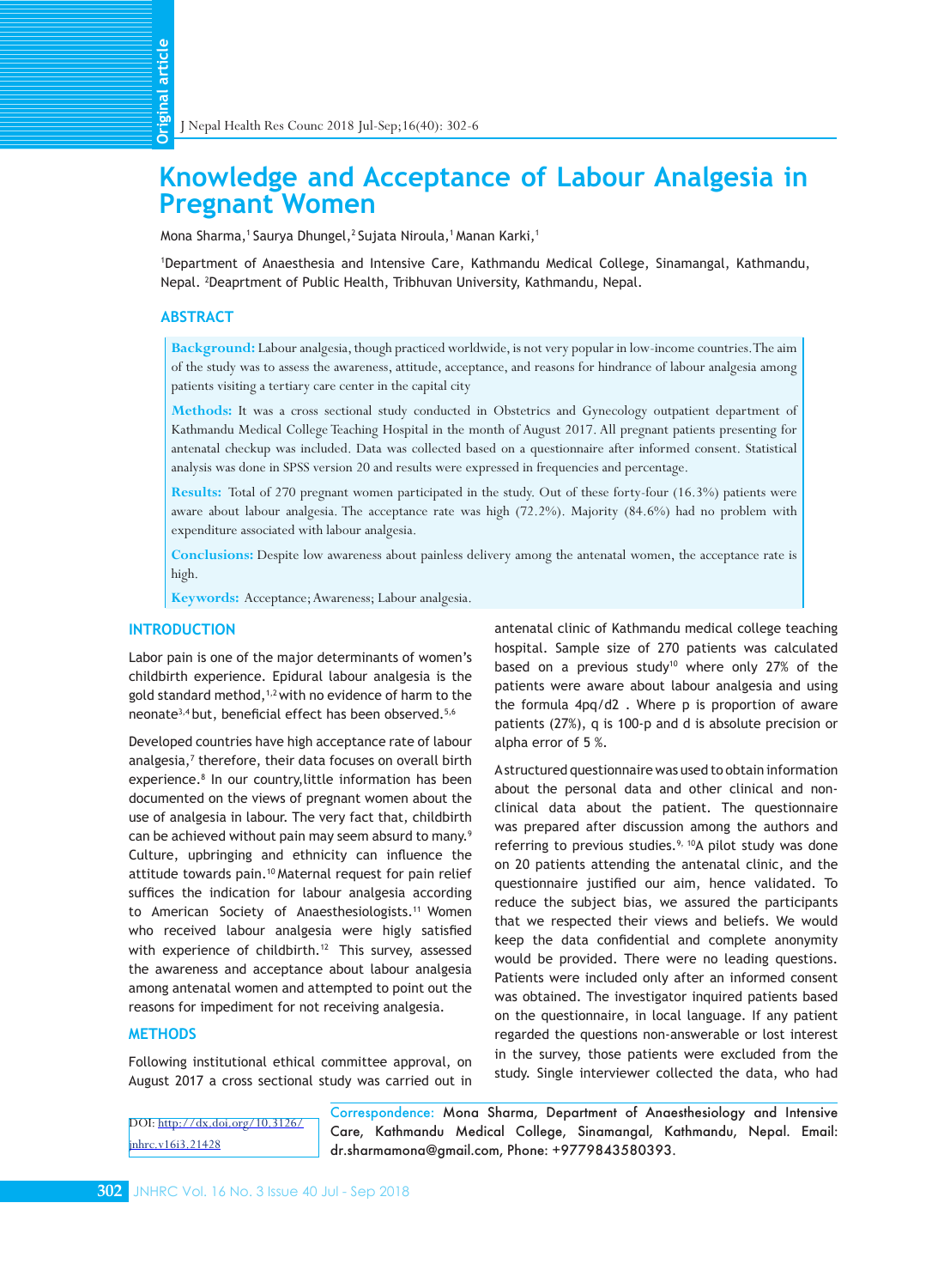# Knowledge and Acceptance of Labour Analgesia in Pregnant Women

Mona Sharma,[1] Saurya Dhungel,[2] Sujata Niroula,[1] Manan Karki,[1]

[1]Department of Anaesthesia and Intensive Care, Kathmandu Medical College, Sinamangal, Kathmandu, Nepal. [2]Deaprtment of Public Health, Tribhuvan University, Kathmandu, Nepal.

## ABSTRACT

**Background:** Labour analgesia, though practiced worldwide, is not very popular in low-income countries. The aim of the study was to assess the awareness, attitude, acceptance, and reasons for hindrance of labour analgesia among patients visiting a tertiary care center in the capital city

**Methods:** It was a cross sectional study conducted in Obstetrics and Gynecology outpatient department of Kathmandu Medical College Teaching Hospital in the month of August 2017. All pregnant patients presenting for antenatal checkup was included. Data was collected based on a questionnaire after informed consent. Statistical analysis was done in SPSS version 20 and results were expressed in frequencies and percentage.

**Results:** Total of 270 pregnant women participated in the study. Out of these forty-four (16.3%) patients were aware about labour analgesia. The acceptance rate was high (72.2%). Majority (84.6%) had no problem with expenditure associated with labour analgesia.

**Conclusions:** Despite low awareness about painless delivery among the antenatal women, the acceptance rate is high.

**Keywords:** Acceptance; Awareness; Labour analgesia.

## INTRODUCTION

Labor pain is one of the major determinants of women's childbirth experience. Epidural labour analgesia is the gold standard method,[1,2] with no evidence of harm to the neonate[3,4] but, beneficial effect has been observed.[5,6]

Developed countries have high acceptance rate of labour analgesia,[7] therefore, their data focuses on overall birth experience.[8] In our country,little information has been documented on the views of pregnant women about the use of analgesia in labour. The very fact that, childbirth can be achieved without pain may seem absurd to many.[9] Culture, upbringing and ethnicity can influence the attitude towards pain.[10] Maternal request for pain relief suffices the indication for labour analgesia according to American Society of Anaesthesiologists.[11] Women who received labour analgesia were higly satisfied with experience of childbirth.[12] This survey, assessed the awareness and acceptance about labour analgesia among antenatal women and attempted to point out the reasons for impediment for not receiving analgesia.

## METHODS

Following institutional ethical committee approval, on August 2017 a cross sectional study was carried out in antenatal clinic of Kathmandu medical college teaching hospital. Sample size of 270 patients was calculated based on a previous study[10] where only 27% of the patients were aware about labour analgesia and using the formula 4pq/d2 . Where p is proportion of aware patients (27%), q is 100-p and d is absolute precision or alpha error of 5 %.

A structured questionnaire was used to obtain information about the personal data and other clinical and non-clinical data about the patient. The questionnaire was prepared after discussion among the authors and referring to previous studies.[9, 10] A pilot study was done on 20 patients attending the antenatal clinic, and the questionnaire justified our aim, hence validated. To reduce the subject bias, we assured the participants that we respected their views and beliefs. We would keep the data confidential and complete anonymity would be provided. There were no leading questions. Patients were included only after an informed consent was obtained. The investigator inquired patients based on the questionnaire, in local language. If any patient regarded the questions non-answerable or lost interest in the survey, those patients were excluded from the study. Single interviewer collected the data, who had

DOI: http://dx.doi.org/10.3126/jnhrc.v16i3.21428

Correspondence: Mona Sharma, Department of Anaesthesiology and Intensive Care, Kathmandu Medical College, Sinamangal, Kathmandu, Nepal. Email: dr.sharmamona@gmail.com, Phone: +9779843580393.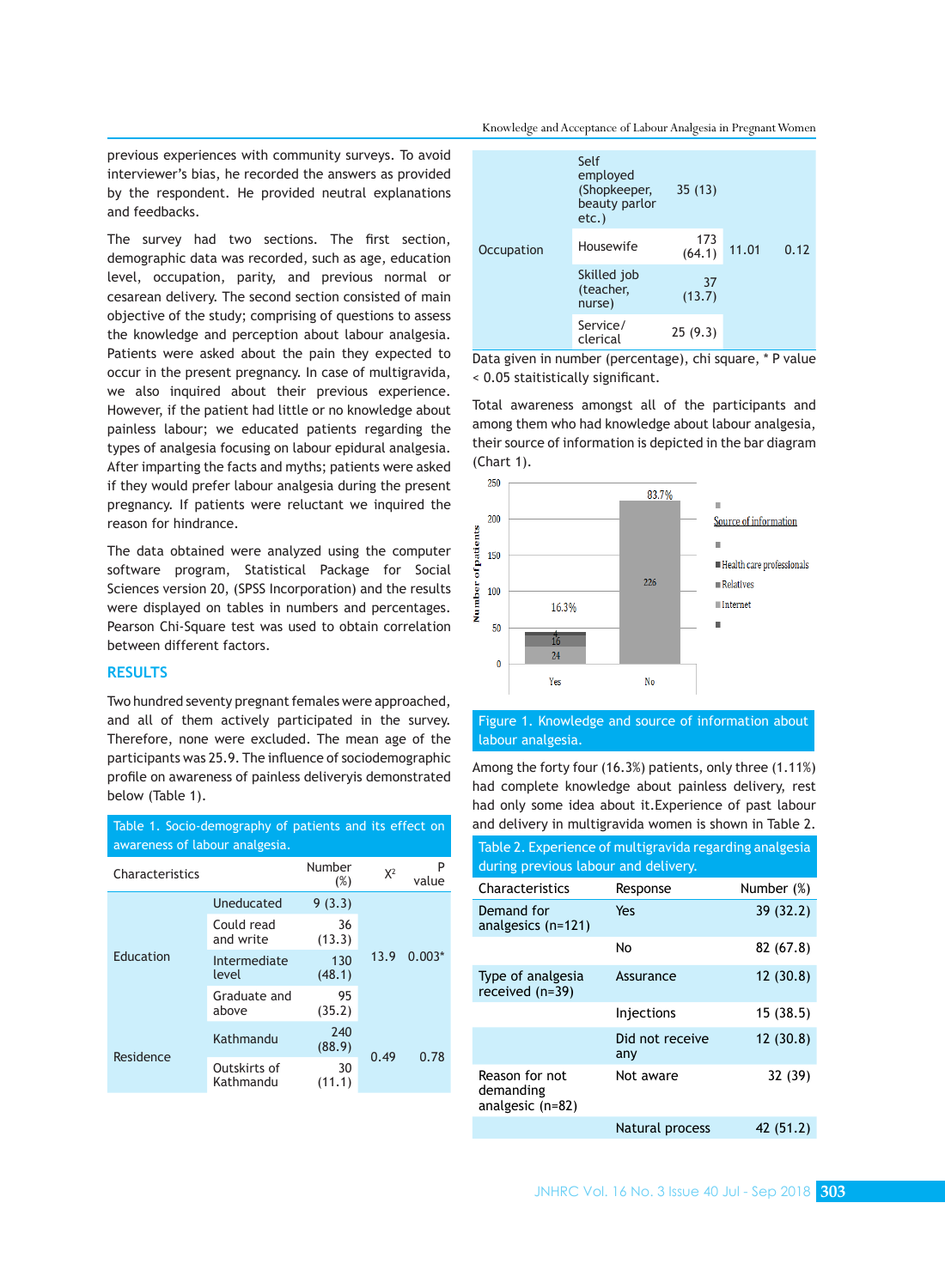previous experiences with community surveys. To avoid interviewer's bias, he recorded the answers as provided by the respondent. He provided neutral explanations and feedbacks.

The survey had two sections. The first section, demographic data was recorded, such as age, education level, occupation, parity, and previous normal or cesarean delivery. The second section consisted of main objective of the study; comprising of questions to assess the knowledge and perception about labour analgesia. Patients were asked about the pain they expected to occur in the present pregnancy. In case of multigravida, we also inquired about their previous experience. However, if the patient had little or no knowledge about painless labour; we educated patients regarding the types of analgesia focusing on labour epidural analgesia. After imparting the facts and myths; patients were asked if they would prefer labour analgesia during the present pregnancy. If patients were reluctant we inquired the reason for hindrance.

The data obtained were analyzed using the computer software program, Statistical Package for Social Sciences version 20, (SPSS Incorporation) and the results were displayed on tables in numbers and percentages. Pearson Chi-Square test was used to obtain correlation between different factors.

## RESULTS

Two hundred seventy pregnant females were approached, and all of them actively participated in the survey. Therefore, none were excluded. The mean age of the participants was 25.9. The influence of sociodemographic profile on awareness of painless deliveryis demonstrated below (Table 1).

Table 1. Socio-demography of patients and its effect on awareness of labour analgesia.

| Characteristics | | Number (%) | $X^2$ | P value |
|---|---|---|---|---|
| Education | Uneducated | 9 (3.3) | 13.9 | 0.003* |
| | Could read and write | 36 (13.3) | | |
| | Intermediate level | 130 (48.1) | | |
| | Graduate and above | 95 (35.2) | | |
| Residence | Kathmandu | 240 (88.9) | 0.49 | 0.78 |
| | Outskirts of Kathmandu | 30 (11.1) | | |
| Occupation | Self employed (Shopkeeper, beauty parlor etc.) | 35 (13) | 11.01 | 0.12 |
| | Housewife | 173 (64.1) | | |
| | Skilled job (teacher, nurse) | 37 (13.7) | | |
| | Service/ clerical | 25 (9.3) | | |

Data given in number (percentage), chi square, * P value < 0.05 staitistically significant.

Total awareness amongst all of the participants and among them who had knowledge about labour analgesia, their source of information is depicted in the bar diagram (Chart 1).

Figure 1. Knowledge and source of information about labour analgesia.

Among the forty four (16.3%) patients, only three (1.11%) had complete knowledge about painless delivery, rest had only some idea about it.Experience of past labour and delivery in multigravida women is shown in Table 2.

Table 2. Experience of multigravida regarding analgesia during previous labour and delivery.

| Characteristics | Response | Number (%) |
|---|---|---|
| Demand for analgesics (n=121) | Yes | 39 (32.2) |
| | No | 82 (67.8) |
| Type of analgesia received (n=39) | Assurance | 12 (30.8) |
| | Injections | 15 (38.5) |
| | Did not receive any | 12 (30.8) |
| Reason for not demanding analgesic (n=82) | Not aware | 32 (39) |
| | Natural process | 42 (51.2) |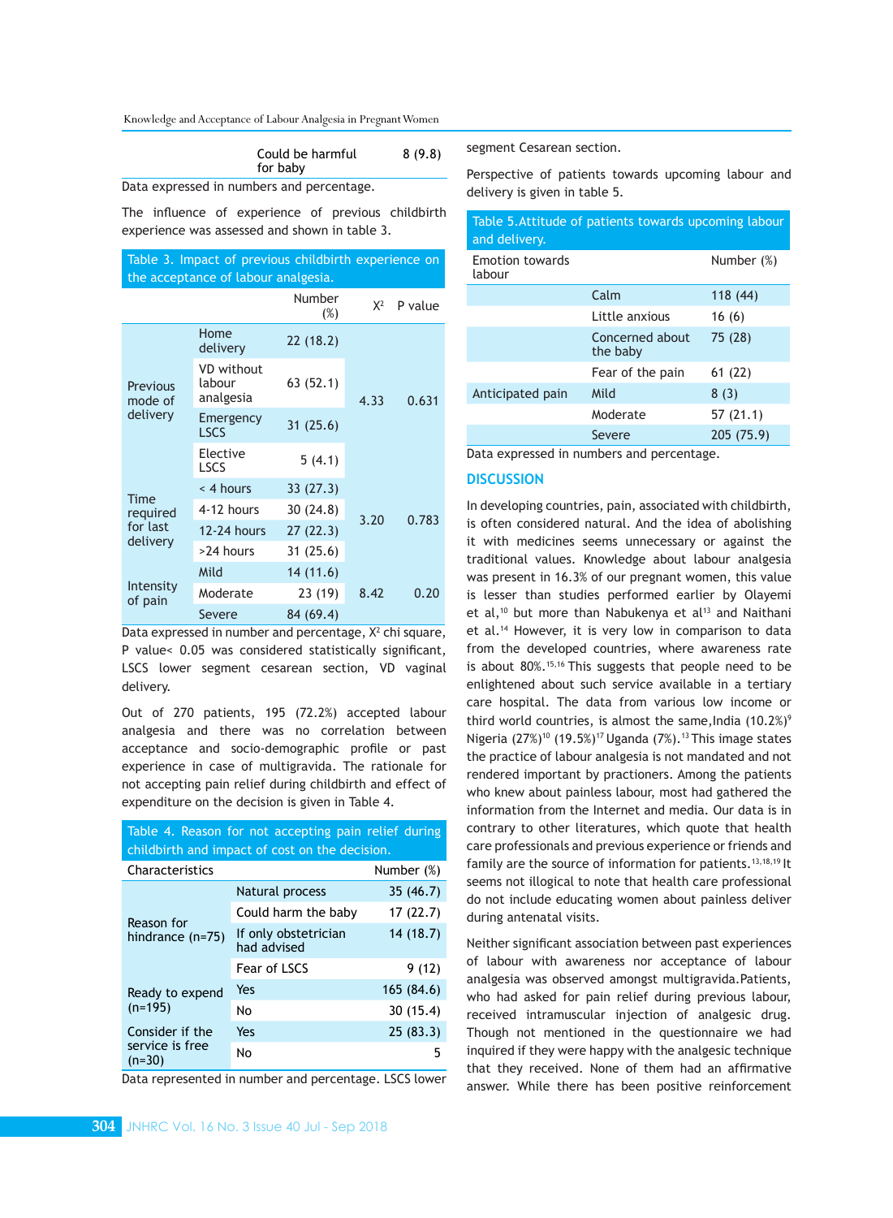| | Could be harmful for baby | 8 (9.8) |
|---|---|---|

Data expressed in numbers and percentage.

The influence of experience of previous childbirth experience was assessed and shown in table 3.

Table 3. Impact of previous childbirth experience on the acceptance of labour analgesia.

| | | Number (%) | $X^2$ | P value |
|---|---|---|---|---|
| Previous mode of delivery | Home delivery | 22 (18.2) | 4.33 | 0.631 |
| | VD without labour analgesia | 63 (52.1) | | |
| | Emergency LSCS | 31 (25.6) | | |
| | Elective LSCS | 5 (4.1) | | |
| Time required for last delivery | < 4 hours | 33 (27.3) | 3.20 | 0.783 |
| | 4-12 hours | 30 (24.8) | | |
| | 12-24 hours | 27 (22.3) | | |
| | >24 hours | 31 (25.6) | | |
| Intensity of pain | Mild | 14 (11.6) | 8.42 | 0.20 |
| | Moderate | 23 (19) | | |
| | Severe | 84 (69.4) | | |

Data expressed in number and percentage, $X^2$ chi square, P value< 0.05 was considered statistically significant, LSCS lower segment cesarean section, VD vaginal delivery.

Out of 270 patients, 195 (72.2%) accepted labour analgesia and there was no correlation between acceptance and socio-demographic profile or past experience in case of multigravida. The rationale for not accepting pain relief during childbirth and effect of expenditure on the decision is given in Table 4.

Table 4. Reason for not accepting pain relief during childbirth and impact of cost on the decision.

| Characteristics | | Number (%) |
|---|---|---|
| Reason for hindrance (n=75) | Natural process | 35 (46.7) |
| | Could harm the baby | 17 (22.7) |
| | If only obstetrician had advised | 14 (18.7) |
| | Fear of LSCS | 9 (12) |
| Ready to expend (n=195) | Yes | 165 (84.6) |
| | No | 30 (15.4) |
| Consider if the service is free (n=30) | Yes | 25 (83.3) |
| | No | 5 |

Data represented in number and percentage. LSCS lower segment Cesarean section.

Perspective of patients towards upcoming labour and delivery is given in table 5.

Table 5. Attitude of patients towards upcoming labour and delivery.

| Emotion towards labour | | Number (%) |
|---|---|---|
| | Calm | 118 (44) |
| | Little anxious | 16 (6) |
| | Concerned about the baby | 75 (28) |
| | Fear of the pain | 61 (22) |
| Anticipated pain | Mild | 8 (3) |
| | Moderate | 57 (21.1) |
| | Severe | 205 (75.9) |

Data expressed in numbers and percentage.

## DISCUSSION

In developing countries, pain, associated with childbirth, is often considered natural. And the idea of abolishing it with medicines seems unnecessary or against the traditional values. Knowledge about labour analgesia was present in 16.3% of our pregnant women, this value is lesser than studies performed earlier by Olayemi et al,[10] but more than Nabukenya et al[13] and Naithani et al.[14] However, it is very low in comparison to data from the developed countries, where awareness rate is about 80%.[15,16] This suggests that people need to be enlightened about such service available in a tertiary care hospital. The data from various low income or third world countries, is almost the same,India (10.2%)[9] Nigeria (27%)[10] (19.5%)[17] Uganda (7%).[13] This image states the practice of labour analgesia is not mandated and not rendered important by practioners. Among the patients who knew about painless labour, most had gathered the information from the Internet and media. Our data is in contrary to other literatures, which quote that health care professionals and previous experience or friends and family are the source of information for patients.[13,18,19] It seems not illogical to note that health care professional do not include educating women about painless deliver during antenatal visits.

Neither significant association between past experiences of labour with awareness nor acceptance of labour analgesia was observed amongst multigravida. Patients, who had asked for pain relief during previous labour, received intramuscular injection of analgesic drug. Though not mentioned in the questionnaire we had inquired if they were happy with the analgesic technique that they received. None of them had an affirmative answer. While there has been positive reinforcement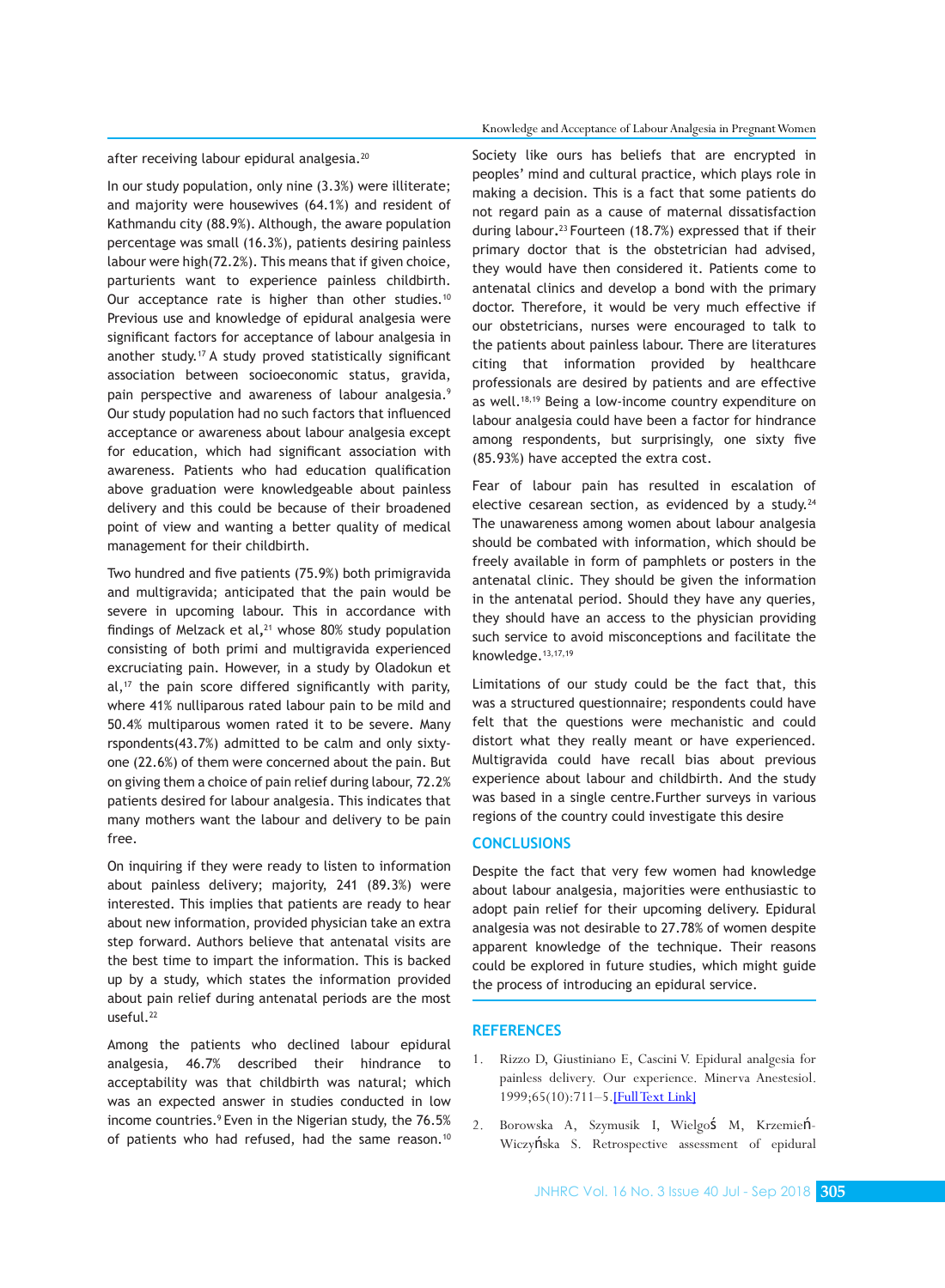after receiving labour epidural analgesia.[20]

In our study population, only nine (3.3%) were illiterate; and majority were housewives (64.1%) and resident of Kathmandu city (88.9%). Although, the aware population percentage was small (16.3%), patients desiring painless labour were high(72.2%). This means that if given choice, parturients want to experience painless childbirth. Our acceptance rate is higher than other studies.[10] Previous use and knowledge of epidural analgesia were significant factors for acceptance of labour analgesia in another study.[17] A study proved statistically significant association between socioeconomic status, gravida, pain perspective and awareness of labour analgesia.[9] Our study population had no such factors that influenced acceptance or awareness about labour analgesia except for education, which had significant association with awareness. Patients who had education qualification above graduation were knowledgeable about painless delivery and this could be because of their broadened point of view and wanting a better quality of medical management for their childbirth.

Two hundred and five patients (75.9%) both primigravida and multigravida; anticipated that the pain would be severe in upcoming labour. This in accordance with findings of Melzack et al,[21] whose 80% study population consisting of both primi and multigravida experienced excruciating pain. However, in a study by Oladokun et al,[17] the pain score differed significantly with parity, where 41% nulliparous rated labour pain to be mild and 50.4% multiparous women rated it to be severe. Many rspondents(43.7%) admitted to be calm and only sixty-one (22.6%) of them were concerned about the pain. But on giving them a choice of pain relief during labour, 72.2% patients desired for labour analgesia. This indicates that many mothers want the labour and delivery to be pain free.

On inquiring if they were ready to listen to information about painless delivery; majority, 241 (89.3%) were interested. This implies that patients are ready to hear about new information, provided physician take an extra step forward. Authors believe that antenatal visits are the best time to impart the information. This is backed up by a study, which states the information provided about pain relief during antenatal periods are the most useful.[22]

Among the patients who declined labour epidural analgesia, 46.7% described their hindrance to acceptability was that childbirth was natural; which was an expected answer in studies conducted in low income countries.[9] Even in the Nigerian study, the 76.5% of patients who had refused, had the same reason.[10] Society like ours has beliefs that are encrypted in peoples' mind and cultural practice, which plays role in making a decision. This is a fact that some patients do not regard pain as a cause of maternal dissatisfaction during labour.[23] Fourteen (18.7%) expressed that if their primary doctor that is the obstetrician had advised, they would have then considered it. Patients come to antenatal clinics and develop a bond with the primary doctor. Therefore, it would be very much effective if our obstetricians, nurses were encouraged to talk to the patients about painless labour. There are literatures citing that information provided by healthcare professionals are desired by patients and are effective as well.[18,19] Being a low-income country expenditure on labour analgesia could have been a factor for hindrance among respondents, but surprisingly, one sixty five (85.93%) have accepted the extra cost.

Fear of labour pain has resulted in escalation of elective cesarean section, as evidenced by a study.[24] The unawareness among women about labour analgesia should be combated with information, which should be freely available in form of pamphlets or posters in the antenatal clinic. They should be given the information in the antenatal period. Should they have any queries, they should have an access to the physician providing such service to avoid misconceptions and facilitate the knowledge.[13,17,19]

Limitations of our study could be the fact that, this was a structured questionnaire; respondents could have felt that the questions were mechanistic and could distort what they really meant or have experienced. Multigravida could have recall bias about previous experience about labour and childbirth. And the study was based in a single centre.Further surveys in various regions of the country could investigate this desire

## CONCLUSIONS

Despite the fact that very few women had knowledge about labour analgesia, majorities were enthusiastic to adopt pain relief for their upcoming delivery. Epidural analgesia was not desirable to 27.78% of women despite apparent knowledge of the technique. Their reasons could be explored in future studies, which might guide the process of introducing an epidural service.

## REFERENCES

1. Rizzo D, Giustiniano E, Cascini V. Epidural analgesia for painless delivery. Our experience. Minerva Anestesiol. 1999;65(10):711–5.[Full Text Link]
2. Borowska A, Szymusik I, Wielgoś M, Krzemień-Wiczyńska S. Retrospective assessment of epidural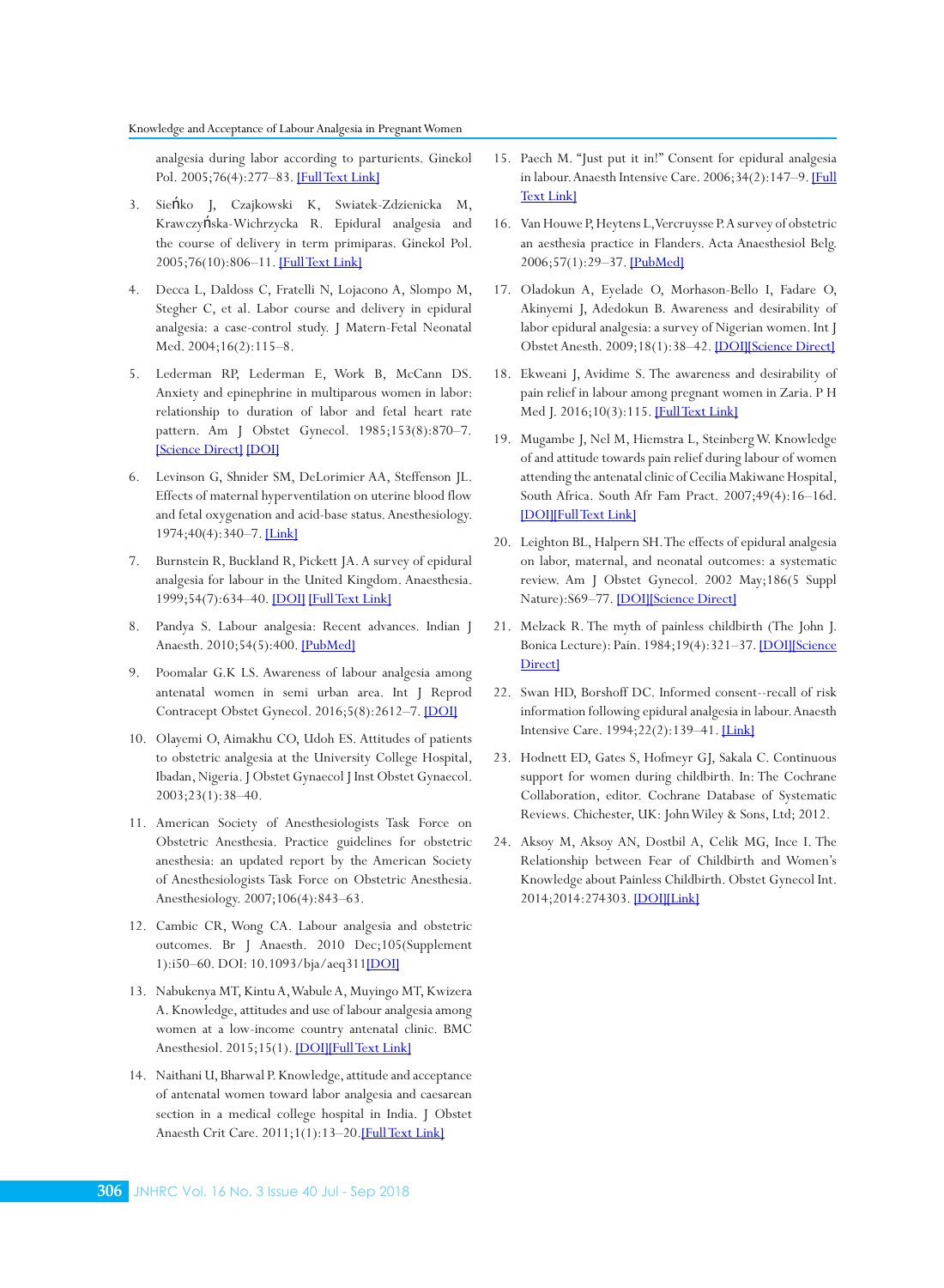analgesia during labor according to parturients. Ginekol Pol. 2005;76(4):277–83. [Full Text Link]

3. Sieńko J, Czajkowski K, Swiatek-Zdzienicka M, Krawczyńska-Wichrzycka R. Epidural analgesia and the course of delivery in term primiparas. Ginekol Pol. 2005;76(10):806–11. [Full Text Link]

4. Decca L, Daldoss C, Fratelli N, Lojacono A, Slompo M, Stegher C, et al. Labor course and delivery in epidural analgesia: a case-control study. J Matern-Fetal Neonatal Med. 2004;16(2):115–8.

5. Lederman RP, Lederman E, Work B, McCann DS. Anxiety and epinephrine in multiparous women in labor: relationship to duration of labor and fetal heart rate pattern. Am J Obstet Gynecol. 1985;153(8):870–7. [Science Direct] [DOI]

6. Levinson G, Shnider SM, DeLorimier AA, Steffenson JL. Effects of maternal hyperventilation on uterine blood flow and fetal oxygenation and acid-base status. Anesthesiology. 1974;40(4):340–7. [Link]

7. Burnstein R, Buckland R, Pickett JA. A survey of epidural analgesia for labour in the United Kingdom. Anaesthesia. 1999;54(7):634–40. [DOI] [Full Text Link]

8. Pandya S. Labour analgesia: Recent advances. Indian J Anaesth. 2010;54(5):400. [PubMed]

9. Poomalar G.K LS. Awareness of labour analgesia among antenatal women in semi urban area. Int J Reprod Contracept Obstet Gynecol. 2016;5(8):2612–7. [DOI]

10. Olayemi O, Aimakhu CO, Udoh ES. Attitudes of patients to obstetric analgesia at the University College Hospital, Ibadan, Nigeria. J Obstet Gynaecol J Inst Obstet Gynaecol. 2003;23(1):38–40.

11. American Society of Anesthesiologists Task Force on Obstetric Anesthesia. Practice guidelines for obstetric anesthesia: an updated report by the American Society of Anesthesiologists Task Force on Obstetric Anesthesia. Anesthesiology. 2007;106(4):843–63.

12. Cambic CR, Wong CA. Labour analgesia and obstetric outcomes. Br J Anaesth. 2010 Dec;105(Supplement 1):i50–60. DOI: 10.1093/bja/aeq311[DOI]

13. Nabukenya MT, Kintu A, Wabule A, Muyingo MT, Kwizera A. Knowledge, attitudes and use of labour analgesia among women at a low-income country antenatal clinic. BMC Anesthesiol. 2015;15(1). [DOI][Full Text Link]

14. Naithani U, Bharwal P. Knowledge, attitude and acceptance of antenatal women toward labor analgesia and caesarean section in a medical college hospital in India. J Obstet Anaesth Crit Care. 2011;1(1):13–20.[Full Text Link]

15. Paech M. "Just put it in!" Consent for epidural analgesia in labour. Anaesth Intensive Care. 2006;34(2):147–9. [Full Text Link]

16. Van Houwe P, Heytens L, Vercruysse P. A survey of obstetric an aesthesia practice in Flanders. Acta Anaesthesiol Belg. 2006;57(1):29–37. [PubMed]

17. Oladokun A, Eyelade O, Morhason-Bello I, Fadare O, Akinyemi J, Adedokun B. Awareness and desirability of labor epidural analgesia: a survey of Nigerian women. Int J Obstet Anesth. 2009;18(1):38–42. [DOI][Science Direct]

18. Ekweani J, Avidime S. The awareness and desirability of pain relief in labour among pregnant women in Zaria. P H Med J. 2016;10(3):115. [Full Text Link]

19. Mugambe J, Nel M, Hiemstra L, Steinberg W. Knowledge of and attitude towards pain relief during labour of women attending the antenatal clinic of Cecilia Makiwane Hospital, South Africa. South Afr Fam Pract. 2007;49(4):16–16d. [DOI][Full Text Link]

20. Leighton BL, Halpern SH. The effects of epidural analgesia on labor, maternal, and neonatal outcomes: a systematic review. Am J Obstet Gynecol. 2002 May;186(5 Suppl Nature):S69–77. [DOI][Science Direct]

21. Melzack R. The myth of painless childbirth (The John J. Bonica Lecture): Pain. 1984;19(4):321–37. [DOI][Science Direct]

22. Swan HD, Borshoff DC. Informed consent--recall of risk information following epidural analgesia in labour. Anaesth Intensive Care. 1994;22(2):139–41. [Link]

23. Hodnett ED, Gates S, Hofmeyr GJ, Sakala C. Continuous support for women during childbirth. In: The Cochrane Collaboration, editor. Cochrane Database of Systematic Reviews. Chichester, UK: John Wiley & Sons, Ltd; 2012.

24. Aksoy M, Aksoy AN, Dostbil A, Celik MG, Ince I. The Relationship between Fear of Childbirth and Women's Knowledge about Painless Childbirth. Obstet Gynecol Int. 2014;2014:274303. [DOI][Link]